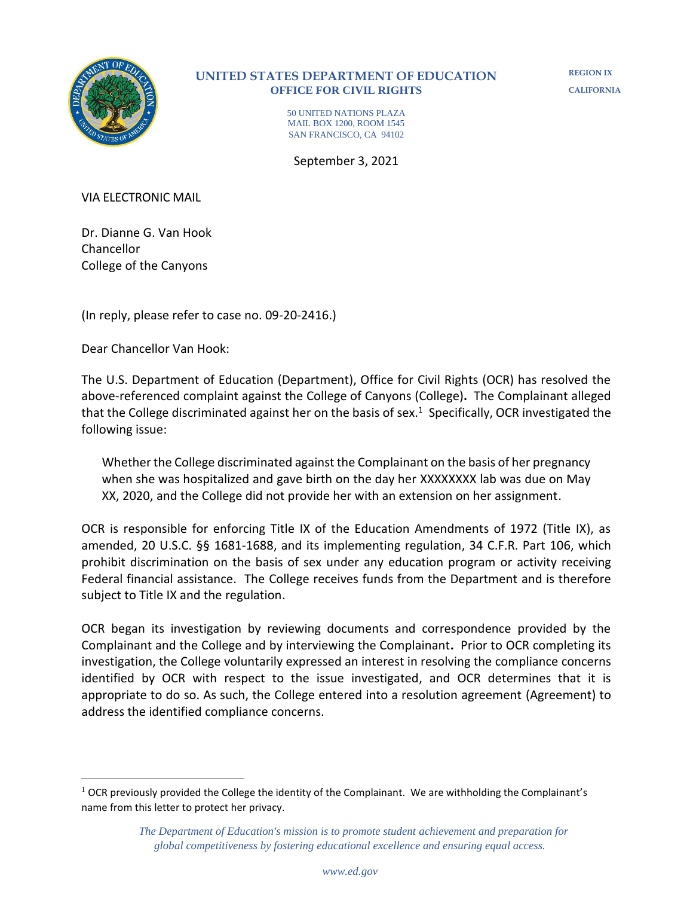**UNITED STATES DEPARTMENT OF EDUCATION**
**OFFICE FOR CIVIL RIGHTS**

**REGION IX**
**CALIFORNIA**

50 UNITED NATIONS PLAZA
MAIL BOX 1200, ROOM 1545
SAN FRANCISCO, CA 94102

September 3, 2021

VIA ELECTRONIC MAIL

Dr. Dianne G. Van Hook
Chancellor
College of the Canyons

(In reply, please refer to case no. 09-20-2416.)

Dear Chancellor Van Hook:

The U.S. Department of Education (Department), Office for Civil Rights (OCR) has resolved the above-referenced complaint against the College of Canyons (College). The Complainant alleged that the College discriminated against her on the basis of sex.[1] Specifically, OCR investigated the following issue:

> Whether the College discriminated against the Complainant on the basis of her pregnancy when she was hospitalized and gave birth on the day her XXXXXXXX lab was due on May XX, 2020, and the College did not provide her with an extension on her assignment.

OCR is responsible for enforcing Title IX of the Education Amendments of 1972 (Title IX), as amended, 20 U.S.C. §§ 1681-1688, and its implementing regulation, 34 C.F.R. Part 106, which prohibit discrimination on the basis of sex under any education program or activity receiving Federal financial assistance. The College receives funds from the Department and is therefore subject to Title IX and the regulation.

OCR began its investigation by reviewing documents and correspondence provided by the Complainant and the College and by interviewing the Complainant. Prior to OCR completing its investigation, the College voluntarily expressed an interest in resolving the compliance concerns identified by OCR with respect to the issue investigated, and OCR determines that it is appropriate to do so. As such, the College entered into a resolution agreement (Agreement) to address the identified compliance concerns.

[1] OCR previously provided the College the identity of the Complainant. We are withholding the Complainant's name from this letter to protect her privacy.

*The Department of Education's mission is to promote student achievement and preparation for global competitiveness by fostering educational excellence and ensuring equal access.*

*www.ed.gov*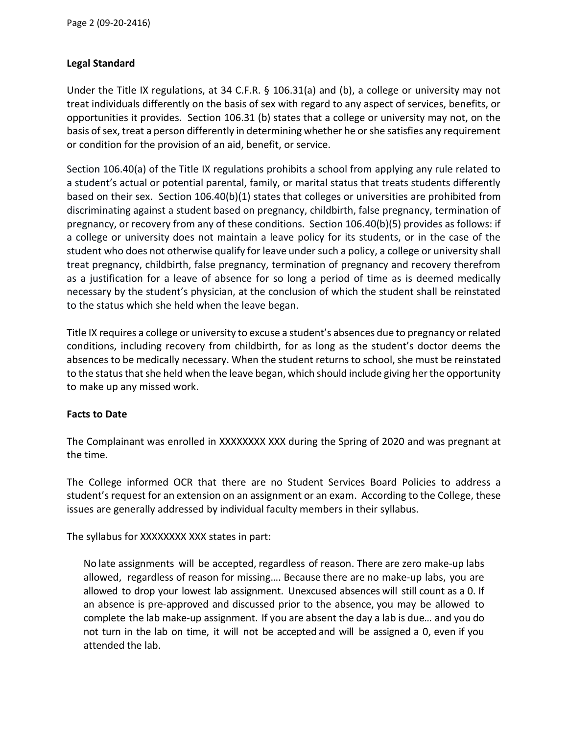**Legal Standard**

Under the Title IX regulations, at 34 C.F.R. § 106.31(a) and (b), a college or university may not treat individuals differently on the basis of sex with regard to any aspect of services, benefits, or opportunities it provides. Section 106.31 (b) states that a college or university may not, on the basis of sex, treat a person differently in determining whether he or she satisfies any requirement or condition for the provision of an aid, benefit, or service.

Section 106.40(a) of the Title IX regulations prohibits a school from applying any rule related to a student's actual or potential parental, family, or marital status that treats students differently based on their sex. Section 106.40(b)(1) states that colleges or universities are prohibited from discriminating against a student based on pregnancy, childbirth, false pregnancy, termination of pregnancy, or recovery from any of these conditions. Section 106.40(b)(5) provides as follows: if a college or university does not maintain a leave policy for its students, or in the case of the student who does not otherwise qualify for leave under such a policy, a college or university shall treat pregnancy, childbirth, false pregnancy, termination of pregnancy and recovery therefrom as a justification for a leave of absence for so long a period of time as is deemed medically necessary by the student's physician, at the conclusion of which the student shall be reinstated to the status which she held when the leave began.

Title IX requires a college or university to excuse a student's absences due to pregnancy or related conditions, including recovery from childbirth, for as long as the student's doctor deems the absences to be medically necessary. When the student returns to school, she must be reinstated to the status that she held when the leave began, which should include giving her the opportunity to make up any missed work.

**Facts to Date**

The Complainant was enrolled in XXXXXXXX XXX during the Spring of 2020 and was pregnant at the time.

The College informed OCR that there are no Student Services Board Policies to address a student's request for an extension on an assignment or an exam. According to the College, these issues are generally addressed by individual faculty members in their syllabus.

The syllabus for XXXXXXXX XXX states in part:

> No late assignments will be accepted, regardless of reason. There are zero make-up labs allowed, regardless of reason for missing…. Because there are no make-up labs, you are allowed to drop your lowest lab assignment. Unexcused absences will still count as a 0. If an absence is pre-approved and discussed prior to the absence, you may be allowed to complete the lab make-up assignment. If you are absent the day a lab is due… and you do not turn in the lab on time, it will not be accepted and will be assigned a 0, even if you attended the lab.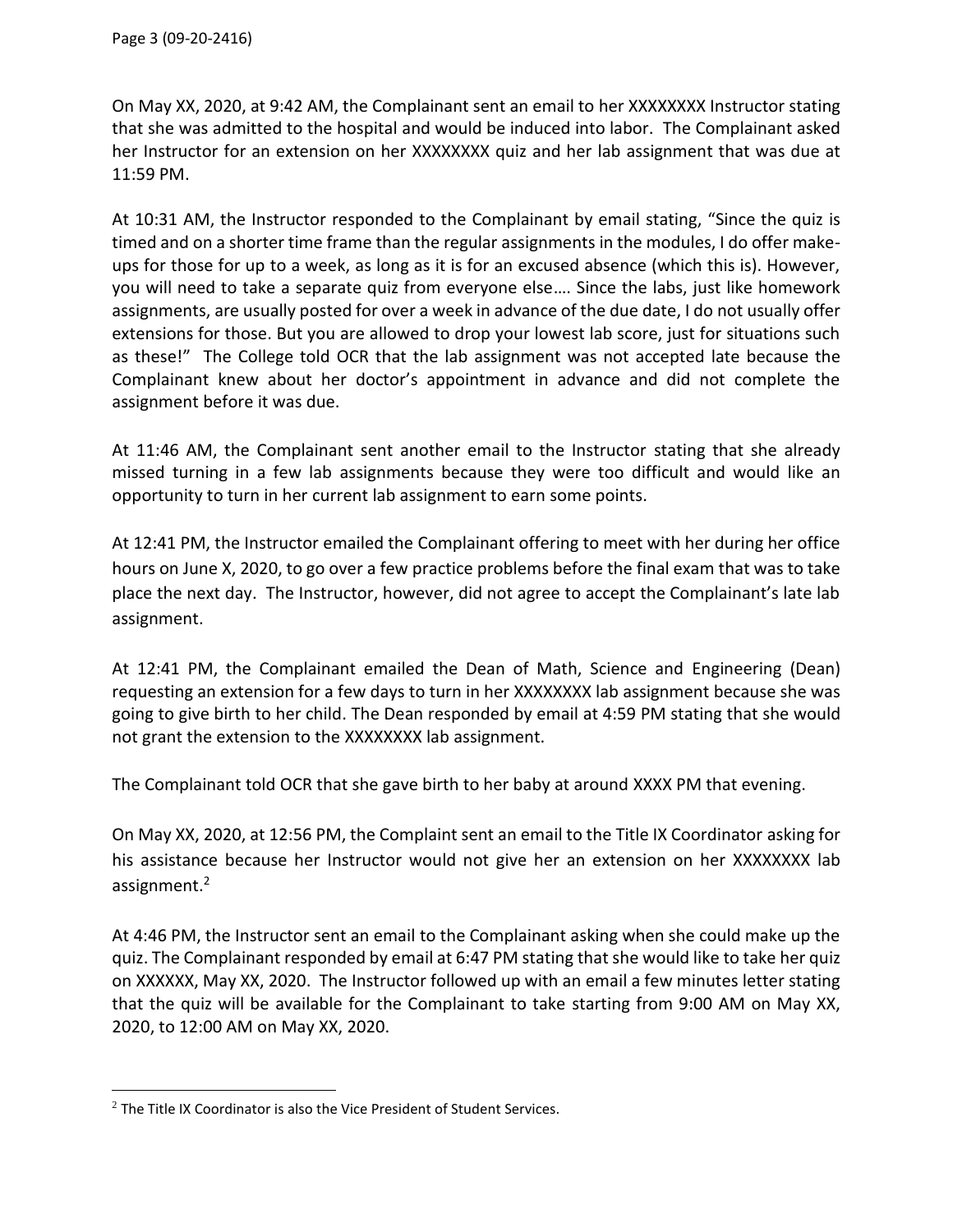On May XX, 2020, at 9:42 AM, the Complainant sent an email to her XXXXXXXX Instructor stating that she was admitted to the hospital and would be induced into labor. The Complainant asked her Instructor for an extension on her XXXXXXXX quiz and her lab assignment that was due at 11:59 PM.

At 10:31 AM, the Instructor responded to the Complainant by email stating, "Since the quiz is timed and on a shorter time frame than the regular assignments in the modules, I do offer make-ups for those for up to a week, as long as it is for an excused absence (which this is). However, you will need to take a separate quiz from everyone else…. Since the labs, just like homework assignments, are usually posted for over a week in advance of the due date, I do not usually offer extensions for those. But you are allowed to drop your lowest lab score, just for situations such as these!" The College told OCR that the lab assignment was not accepted late because the Complainant knew about her doctor's appointment in advance and did not complete the assignment before it was due.

At 11:46 AM, the Complainant sent another email to the Instructor stating that she already missed turning in a few lab assignments because they were too difficult and would like an opportunity to turn in her current lab assignment to earn some points.

At 12:41 PM, the Instructor emailed the Complainant offering to meet with her during her office hours on June X, 2020, to go over a few practice problems before the final exam that was to take place the next day. The Instructor, however, did not agree to accept the Complainant's late lab assignment.

At 12:41 PM, the Complainant emailed the Dean of Math, Science and Engineering (Dean) requesting an extension for a few days to turn in her XXXXXXXX lab assignment because she was going to give birth to her child. The Dean responded by email at 4:59 PM stating that she would not grant the extension to the XXXXXXXX lab assignment.

The Complainant told OCR that she gave birth to her baby at around XXXX PM that evening.

On May XX, 2020, at 12:56 PM, the Complaint sent an email to the Title IX Coordinator asking for his assistance because her Instructor would not give her an extension on her XXXXXXXX lab assignment.[2]

At 4:46 PM, the Instructor sent an email to the Complainant asking when she could make up the quiz. The Complainant responded by email at 6:47 PM stating that she would like to take her quiz on XXXXXX, May XX, 2020. The Instructor followed up with an email a few minutes letter stating that the quiz will be available for the Complainant to take starting from 9:00 AM on May XX, 2020, to 12:00 AM on May XX, 2020.

---

[2] The Title IX Coordinator is also the Vice President of Student Services.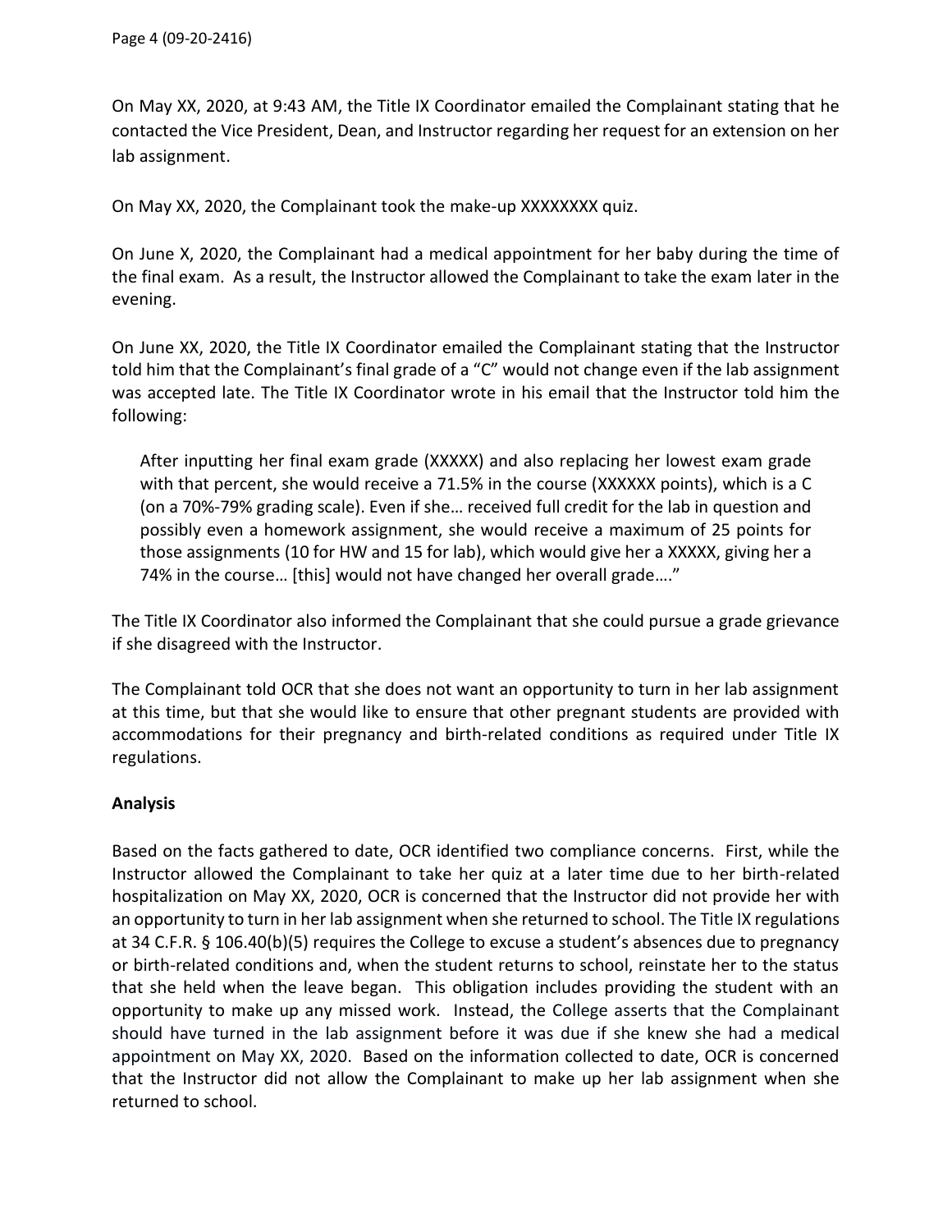On May XX, 2020, at 9:43 AM, the Title IX Coordinator emailed the Complainant stating that he contacted the Vice President, Dean, and Instructor regarding her request for an extension on her lab assignment.

On May XX, 2020, the Complainant took the make-up XXXXXXXX quiz.

On June X, 2020, the Complainant had a medical appointment for her baby during the time of the final exam. As a result, the Instructor allowed the Complainant to take the exam later in the evening.

On June XX, 2020, the Title IX Coordinator emailed the Complainant stating that the Instructor told him that the Complainant's final grade of a "C" would not change even if the lab assignment was accepted late. The Title IX Coordinator wrote in his email that the Instructor told him the following:

> After inputting her final exam grade (XXXXX) and also replacing her lowest exam grade with that percent, she would receive a 71.5% in the course (XXXXXX points), which is a C (on a 70%-79% grading scale). Even if she… received full credit for the lab in question and possibly even a homework assignment, she would receive a maximum of 25 points for those assignments (10 for HW and 15 for lab), which would give her a XXXXX, giving her a 74% in the course… [this] would not have changed her overall grade…."

The Title IX Coordinator also informed the Complainant that she could pursue a grade grievance if she disagreed with the Instructor.

The Complainant told OCR that she does not want an opportunity to turn in her lab assignment at this time, but that she would like to ensure that other pregnant students are provided with accommodations for their pregnancy and birth-related conditions as required under Title IX regulations.

**Analysis**

Based on the facts gathered to date, OCR identified two compliance concerns. First, while the Instructor allowed the Complainant to take her quiz at a later time due to her birth-related hospitalization on May XX, 2020, OCR is concerned that the Instructor did not provide her with an opportunity to turn in her lab assignment when she returned to school. The Title IX regulations at 34 C.F.R. § 106.40(b)(5) requires the College to excuse a student's absences due to pregnancy or birth-related conditions and, when the student returns to school, reinstate her to the status that she held when the leave began. This obligation includes providing the student with an opportunity to make up any missed work. Instead, the College asserts that the Complainant should have turned in the lab assignment before it was due if she knew she had a medical appointment on May XX, 2020. Based on the information collected to date, OCR is concerned that the Instructor did not allow the Complainant to make up her lab assignment when she returned to school.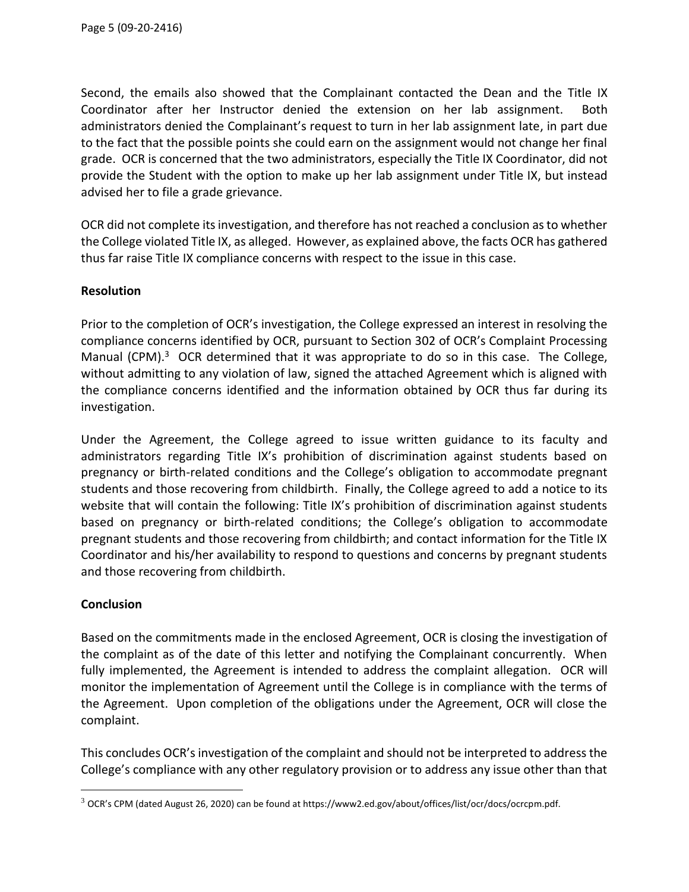Second, the emails also showed that the Complainant contacted the Dean and the Title IX Coordinator after her Instructor denied the extension on her lab assignment. Both administrators denied the Complainant's request to turn in her lab assignment late, in part due to the fact that the possible points she could earn on the assignment would not change her final grade. OCR is concerned that the two administrators, especially the Title IX Coordinator, did not provide the Student with the option to make up her lab assignment under Title IX, but instead advised her to file a grade grievance.

OCR did not complete its investigation, and therefore has not reached a conclusion as to whether the College violated Title IX, as alleged. However, as explained above, the facts OCR has gathered thus far raise Title IX compliance concerns with respect to the issue in this case.

**Resolution**

Prior to the completion of OCR's investigation, the College expressed an interest in resolving the compliance concerns identified by OCR, pursuant to Section 302 of OCR's Complaint Processing Manual (CPM).[3] OCR determined that it was appropriate to do so in this case. The College, without admitting to any violation of law, signed the attached Agreement which is aligned with the compliance concerns identified and the information obtained by OCR thus far during its investigation.

Under the Agreement, the College agreed to issue written guidance to its faculty and administrators regarding Title IX's prohibition of discrimination against students based on pregnancy or birth-related conditions and the College's obligation to accommodate pregnant students and those recovering from childbirth. Finally, the College agreed to add a notice to its website that will contain the following: Title IX's prohibition of discrimination against students based on pregnancy or birth-related conditions; the College's obligation to accommodate pregnant students and those recovering from childbirth; and contact information for the Title IX Coordinator and his/her availability to respond to questions and concerns by pregnant students and those recovering from childbirth.

**Conclusion**

Based on the commitments made in the enclosed Agreement, OCR is closing the investigation of the complaint as of the date of this letter and notifying the Complainant concurrently. When fully implemented, the Agreement is intended to address the complaint allegation. OCR will monitor the implementation of Agreement until the College is in compliance with the terms of the Agreement. Upon completion of the obligations under the Agreement, OCR will close the complaint.

This concludes OCR's investigation of the complaint and should not be interpreted to address the College's compliance with any other regulatory provision or to address any issue other than that

[3] OCR's CPM (dated August 26, 2020) can be found at https://www2.ed.gov/about/offices/list/ocr/docs/ocrcpm.pdf.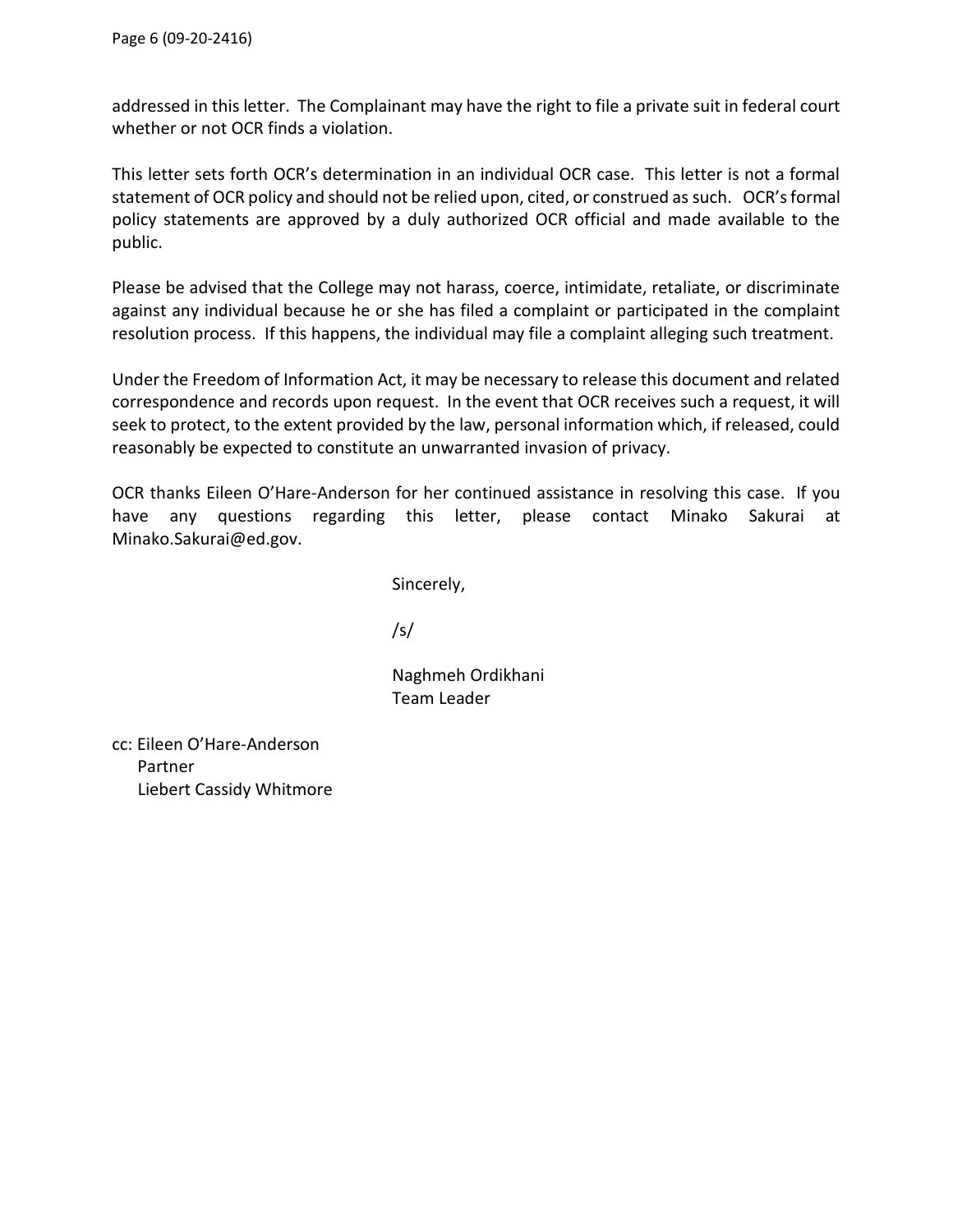addressed in this letter. The Complainant may have the right to file a private suit in federal court whether or not OCR finds a violation.

This letter sets forth OCR's determination in an individual OCR case. This letter is not a formal statement of OCR policy and should not be relied upon, cited, or construed as such. OCR's formal policy statements are approved by a duly authorized OCR official and made available to the public.

Please be advised that the College may not harass, coerce, intimidate, retaliate, or discriminate against any individual because he or she has filed a complaint or participated in the complaint resolution process. If this happens, the individual may file a complaint alleging such treatment.

Under the Freedom of Information Act, it may be necessary to release this document and related correspondence and records upon request. In the event that OCR receives such a request, it will seek to protect, to the extent provided by the law, personal information which, if released, could reasonably be expected to constitute an unwarranted invasion of privacy.

OCR thanks Eileen O'Hare-Anderson for her continued assistance in resolving this case. If you have any questions regarding this letter, please contact Minako Sakurai at Minako.Sakurai@ed.gov.

Sincerely,

/s/

Naghmeh Ordikhani
Team Leader

cc: Eileen O'Hare-Anderson
Partner
Liebert Cassidy Whitmore